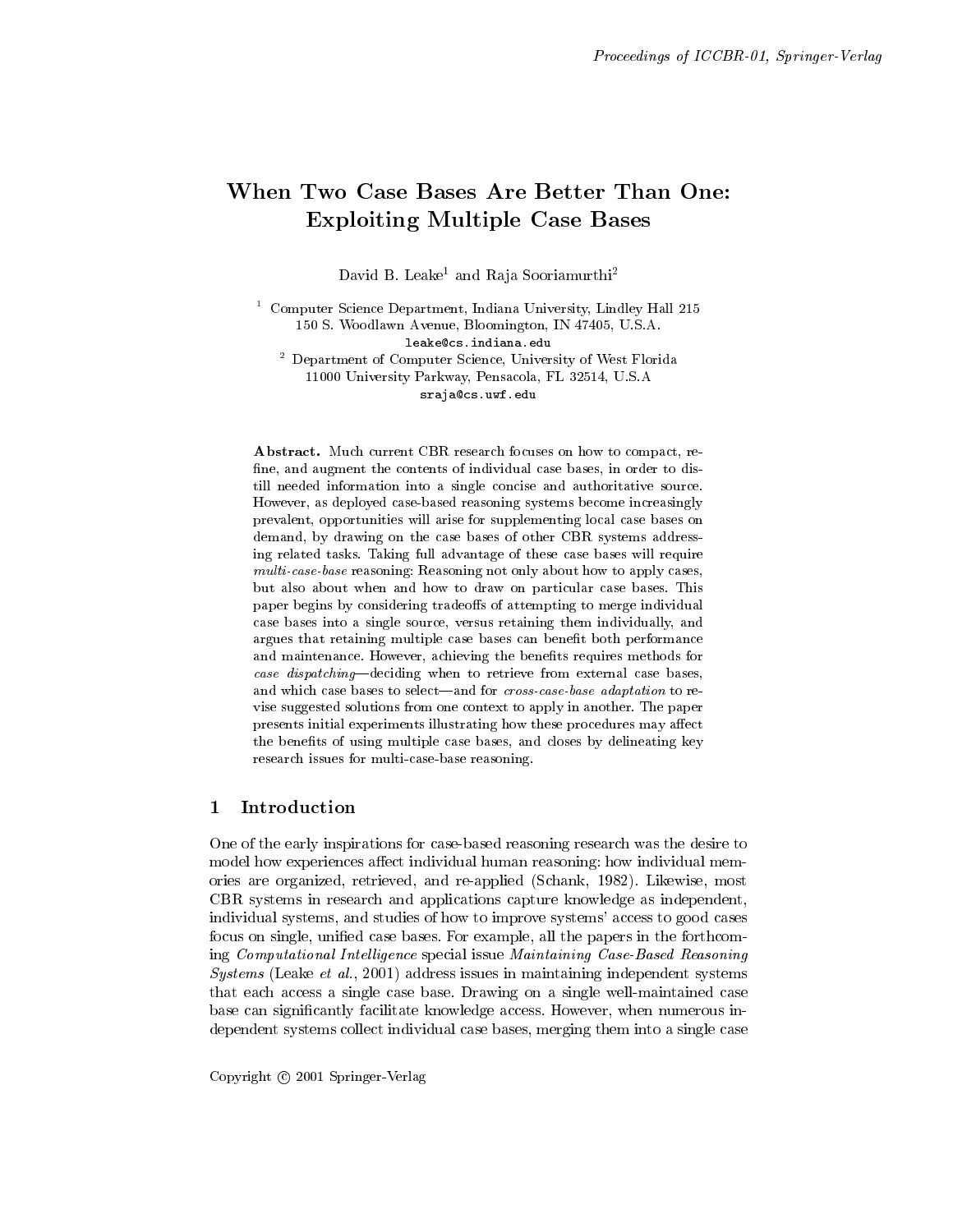# When Two Case Bases Are Better Than One: Exploiting Multiple Case Bases

David B. Leake[1] and Raja Sooriamurthi[2]

[1] Computer Science Department, Indiana University, Lindley Hall 215
150 S. Woodlawn Avenue, Bloomington, IN 47405, U.S.A.
leake@cs.indiana.edu

[2] Department of Computer Science, University of West Florida
11000 University Parkway, Pensacola, FL 32514, U.S.A
sraja@cs.uwf.edu

**Abstract.** Much current CBR research focuses on how to compact, refine, and augment the contents of individual case bases, in order to distill needed information into a single concise and authoritative source. However, as deployed case-based reasoning systems become increasingly prevalent, opportunities will arise for supplementing local case bases on demand, by drawing on the case bases of other CBR systems addressing related tasks. Taking full advantage of these case bases will require *multi-case-base* reasoning: Reasoning not only about how to apply cases, but also about when and how to draw on particular case bases. This paper begins by considering tradeoffs of attempting to merge individual case bases into a single source, versus retaining them individually, and argues that retaining multiple case bases can benefit both performance and maintenance. However, achieving the benefits requires methods for *case dispatching*—deciding when to retrieve from external case bases, and which case bases to select—and for *cross-case-base adaptation* to revise suggested solutions from one context to apply in another. The paper presents initial experiments illustrating how these procedures may affect the benefits of using multiple case bases, and closes by delineating key research issues for multi-case-base reasoning.

## 1 Introduction

One of the early inspirations for case-based reasoning research was the desire to model how experiences affect individual human reasoning: how individual memories are organized, retrieved, and re-applied (Schank, 1982). Likewise, most CBR systems in research and applications capture knowledge as independent, individual systems, and studies of how to improve systems' access to good cases focus on single, unified case bases. For example, all the papers in the forthcoming *Computational Intelligence* special issue *Maintaining Case-Based Reasoning Systems* (Leake *et al.*, 2001) address issues in maintaining independent systems that each access a single case base. Drawing on a single well-maintained case base can significantly facilitate knowledge access. However, when numerous independent systems collect individual case bases, merging them into a single case

Copyright © 2001 Springer-Verlag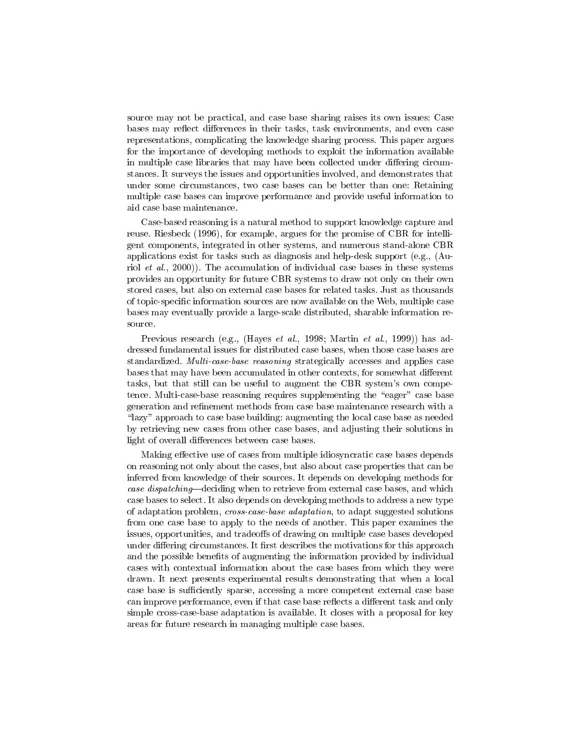source may not be practical, and case base sharing raises its own issues: Case bases may reflect differences in their tasks, task environments, and even case representations, complicating the knowledge sharing process. This paper argues for the importance of developing methods to exploit the information available in multiple case libraries that may have been collected under differing circumstances. It surveys the issues and opportunities involved, and demonstrates that under some circumstances, two case bases can be better than one: Retaining multiple case bases can improve performance and provide useful information to aid case base maintenance.

Case-based reasoning is a natural method to support knowledge capture and reuse. Riesbeck (1996), for example, argues for the promise of CBR for intelligent components, integrated in other systems, and numerous stand-alone CBR applications exist for tasks such as diagnosis and help-desk support (e.g., (Auriol *et al.*, 2000)). The accumulation of individual case bases in these systems provides an opportunity for future CBR systems to draw not only on their own stored cases, but also on external case bases for related tasks. Just as thousands of topic-specific information sources are now available on the Web, multiple case bases may eventually provide a large-scale distributed, sharable information resource.

Previous research (e.g., (Hayes *et al.*, 1998; Martin *et al.*, 1999)) has addressed fundamental issues for distributed case bases, when those case bases are standardized. *Multi-case-base reasoning* strategically accesses and applies case bases that may have been accumulated in other contexts, for somewhat different tasks, but that still can be useful to augment the CBR system's own competence. Multi-case-base reasoning requires supplementing the "eager" case base generation and refinement methods from case base maintenance research with a "lazy" approach to case base building: augmenting the local case base as needed by retrieving new cases from other case bases, and adjusting their solutions in light of overall differences between case bases.

Making effective use of cases from multiple idiosyncratic case bases depends on reasoning not only about the cases, but also about case properties that can be inferred from knowledge of their sources. It depends on developing methods for *case dispatching*—deciding when to retrieve from external case bases, and which case bases to select. It also depends on developing methods to address a new type of adaptation problem, *cross-case-base adaptation*, to adapt suggested solutions from one case base to apply to the needs of another. This paper examines the issues, opportunities, and tradeoffs of drawing on multiple case bases developed under differing circumstances. It first describes the motivations for this approach and the possible benefits of augmenting the information provided by individual cases with contextual information about the case bases from which they were drawn. It next presents experimental results demonstrating that when a local case base is sufficiently sparse, accessing a more competent external case base can improve performance, even if that case base reflects a different task and only simple cross-case-base adaptation is available. It closes with a proposal for key areas for future research in managing multiple case bases.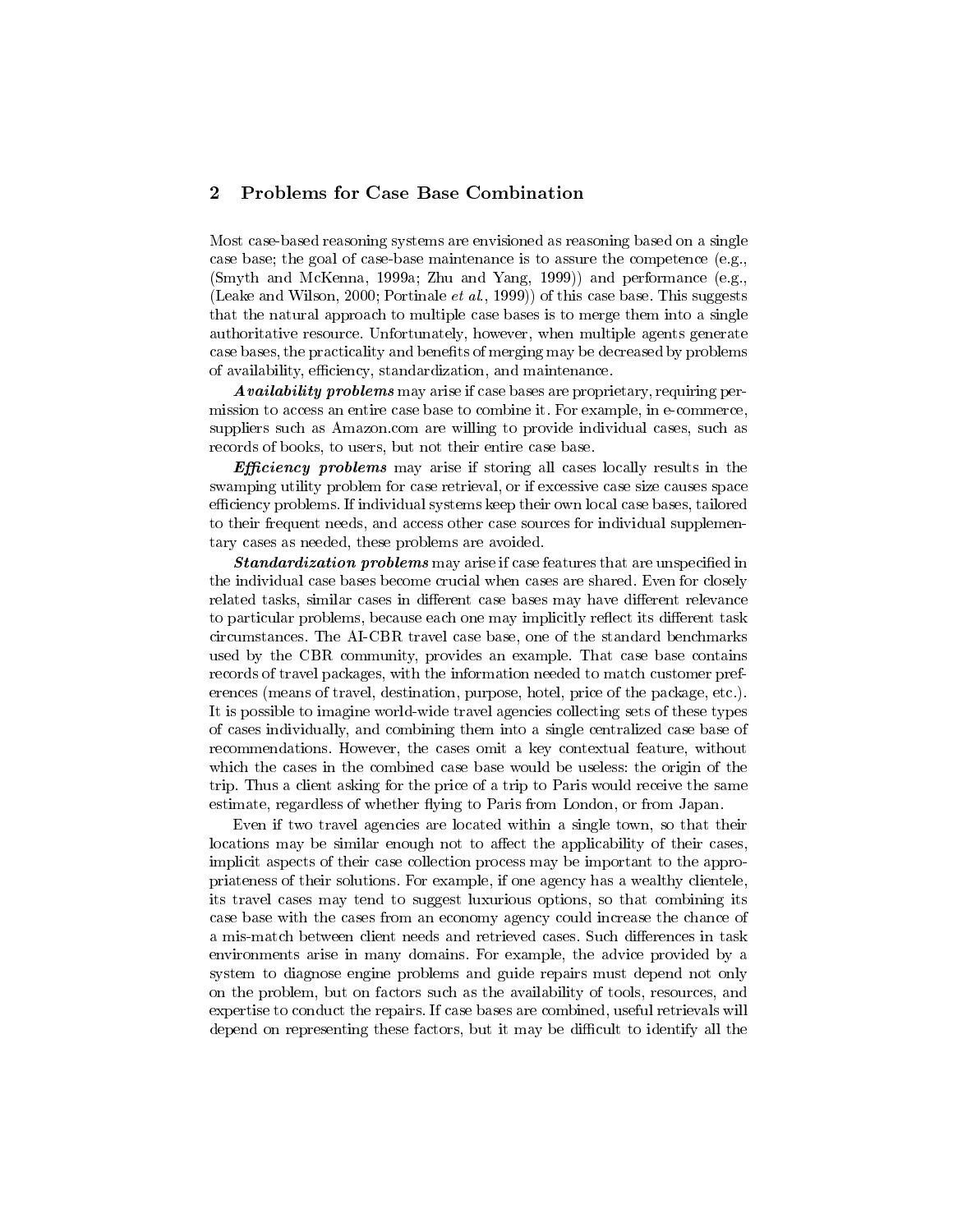## 2 Problems for Case Base Combination

Most case-based reasoning systems are envisioned as reasoning based on a single case base; the goal of case-base maintenance is to assure the competence (e.g., (Smyth and McKenna, 1999a; Zhu and Yang, 1999)) and performance (e.g., (Leake and Wilson, 2000; Portinale *et al.*, 1999)) of this case base. This suggests that the natural approach to multiple case bases is to merge them into a single authoritative resource. Unfortunately, however, when multiple agents generate case bases, the practicality and benefits of merging may be decreased by problems of availability, efficiency, standardization, and maintenance.

***Availability problems*** may arise if case bases are proprietary, requiring permission to access an entire case base to combine it. For example, in e-commerce, suppliers such as Amazon.com are willing to provide individual cases, such as records of books, to users, but not their entire case base.

***Efficiency problems*** may arise if storing all cases locally results in the swamping utility problem for case retrieval, or if excessive case size causes space efficiency problems. If individual systems keep their own local case bases, tailored to their frequent needs, and access other case sources for individual supplementary cases as needed, these problems are avoided.

***Standardization problems*** may arise if case features that are unspecified in the individual case bases become crucial when cases are shared. Even for closely related tasks, similar cases in different case bases may have different relevance to particular problems, because each one may implicitly reflect its different task circumstances. The AI-CBR travel case base, one of the standard benchmarks used by the CBR community, provides an example. That case base contains records of travel packages, with the information needed to match customer preferences (means of travel, destination, purpose, hotel, price of the package, etc.). It is possible to imagine world-wide travel agencies collecting sets of these types of cases individually, and combining them into a single centralized case base of recommendations. However, the cases omit a key contextual feature, without which the cases in the combined case base would be useless: the origin of the trip. Thus a client asking for the price of a trip to Paris would receive the same estimate, regardless of whether flying to Paris from London, or from Japan.

Even if two travel agencies are located within a single town, so that their locations may be similar enough not to affect the applicability of their cases, implicit aspects of their case collection process may be important to the appropriateness of their solutions. For example, if one agency has a wealthy clientele, its travel cases may tend to suggest luxurious options, so that combining its case base with the cases from an economy agency could increase the chance of a mis-match between client needs and retrieved cases. Such differences in task environments arise in many domains. For example, the advice provided by a system to diagnose engine problems and guide repairs must depend not only on the problem, but on factors such as the availability of tools, resources, and expertise to conduct the repairs. If case bases are combined, useful retrievals will depend on representing these factors, but it may be difficult to identify all the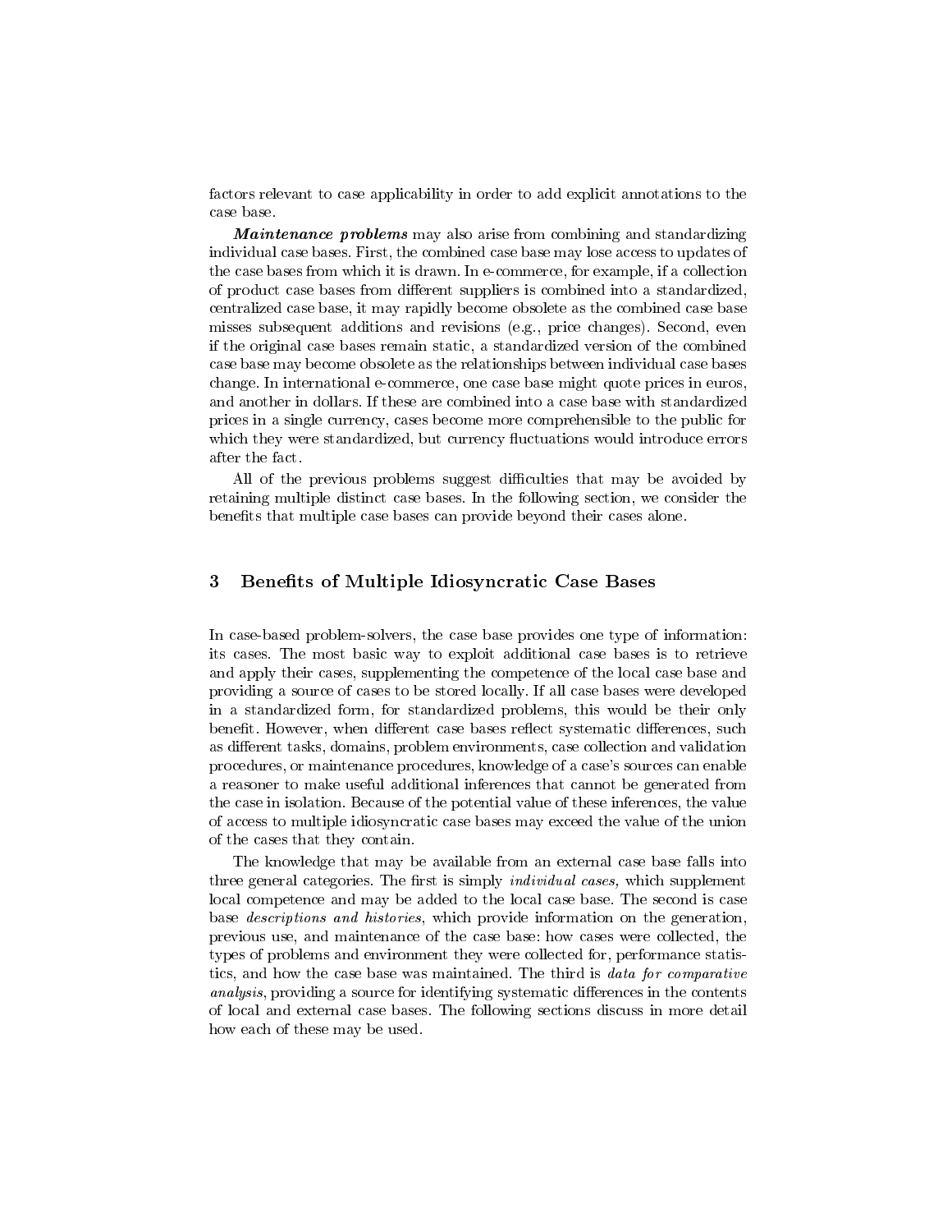factors relevant to case applicability in order to add explicit annotations to the case base.

***Maintenance problems*** may also arise from combining and standardizing individual case bases. First, the combined case base may lose access to updates of the case bases from which it is drawn. In e-commerce, for example, if a collection of product case bases from different suppliers is combined into a standardized, centralized case base, it may rapidly become obsolete as the combined case base misses subsequent additions and revisions (e.g., price changes). Second, even if the original case bases remain static, a standardized version of the combined case base may become obsolete as the relationships between individual case bases change. In international e-commerce, one case base might quote prices in euros, and another in dollars. If these are combined into a case base with standardized prices in a single currency, cases become more comprehensible to the public for which they were standardized, but currency fluctuations would introduce errors after the fact.

All of the previous problems suggest difficulties that may be avoided by retaining multiple distinct case bases. In the following section, we consider the benefits that multiple case bases can provide beyond their cases alone.

## 3 Benefits of Multiple Idiosyncratic Case Bases

In case-based problem-solvers, the case base provides one type of information: its cases. The most basic way to exploit additional case bases is to retrieve and apply their cases, supplementing the competence of the local case base and providing a source of cases to be stored locally. If all case bases were developed in a standardized form, for standardized problems, this would be their only benefit. However, when different case bases reflect systematic differences, such as different tasks, domains, problem environments, case collection and validation procedures, or maintenance procedures, knowledge of a case's sources can enable a reasoner to make useful additional inferences that cannot be generated from the case in isolation. Because of the potential value of these inferences, the value of access to multiple idiosyncratic case bases may exceed the value of the union of the cases that they contain.

The knowledge that may be available from an external case base falls into three general categories. The first is simply *individual cases,* which supplement local competence and may be added to the local case base. The second is case base *descriptions and histories*, which provide information on the generation, previous use, and maintenance of the case base: how cases were collected, the types of problems and environment they were collected for, performance statistics, and how the case base was maintained. The third is *data for comparative analysis*, providing a source for identifying systematic differences in the contents of local and external case bases. The following sections discuss in more detail how each of these may be used.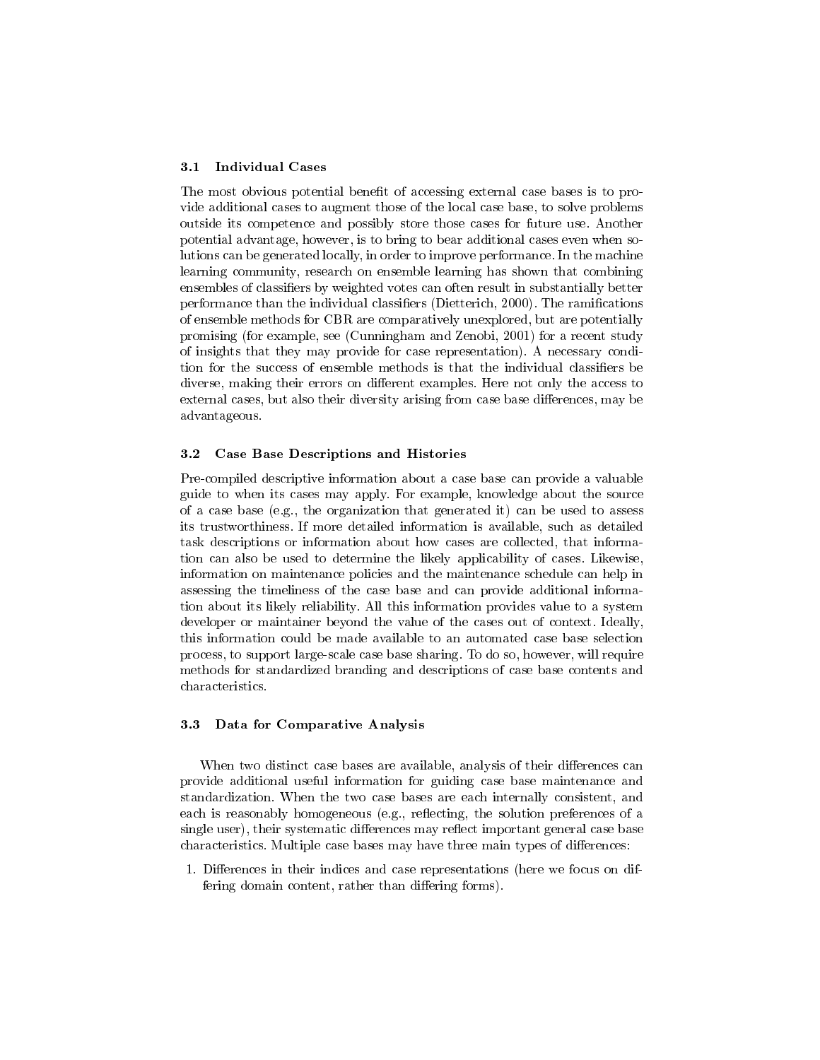### 3.1 Individual Cases

The most obvious potential benefit of accessing external case bases is to provide additional cases to augment those of the local case base, to solve problems outside its competence and possibly store those cases for future use. Another potential advantage, however, is to bring to bear additional cases even when solutions can be generated locally, in order to improve performance. In the machine learning community, research on ensemble learning has shown that combining ensembles of classifiers by weighted votes can often result in substantially better performance than the individual classifiers (Dietterich, 2000). The ramifications of ensemble methods for CBR are comparatively unexplored, but are potentially promising (for example, see (Cunningham and Zenobi, 2001) for a recent study of insights that they may provide for case representation). A necessary condition for the success of ensemble methods is that the individual classifiers be diverse, making their errors on different examples. Here not only the access to external cases, but also their diversity arising from case base differences, may be advantageous.

### 3.2 Case Base Descriptions and Histories

Pre-compiled descriptive information about a case base can provide a valuable guide to when its cases may apply. For example, knowledge about the source of a case base (e.g., the organization that generated it) can be used to assess its trustworthiness. If more detailed information is available, such as detailed task descriptions or information about how cases are collected, that information can also be used to determine the likely applicability of cases. Likewise, information on maintenance policies and the maintenance schedule can help in assessing the timeliness of the case base and can provide additional information about its likely reliability. All this information provides value to a system developer or maintainer beyond the value of the cases out of context. Ideally, this information could be made available to an automated case base selection process, to support large-scale case base sharing. To do so, however, will require methods for standardized branding and descriptions of case base contents and characteristics.

### 3.3 Data for Comparative Analysis

When two distinct case bases are available, analysis of their differences can provide additional useful information for guiding case base maintenance and standardization. When the two case bases are each internally consistent, and each is reasonably homogeneous (e.g., reflecting, the solution preferences of a single user), their systematic differences may reflect important general case base characteristics. Multiple case bases may have three main types of differences:

1. Differences in their indices and case representations (here we focus on differing domain content, rather than differing forms).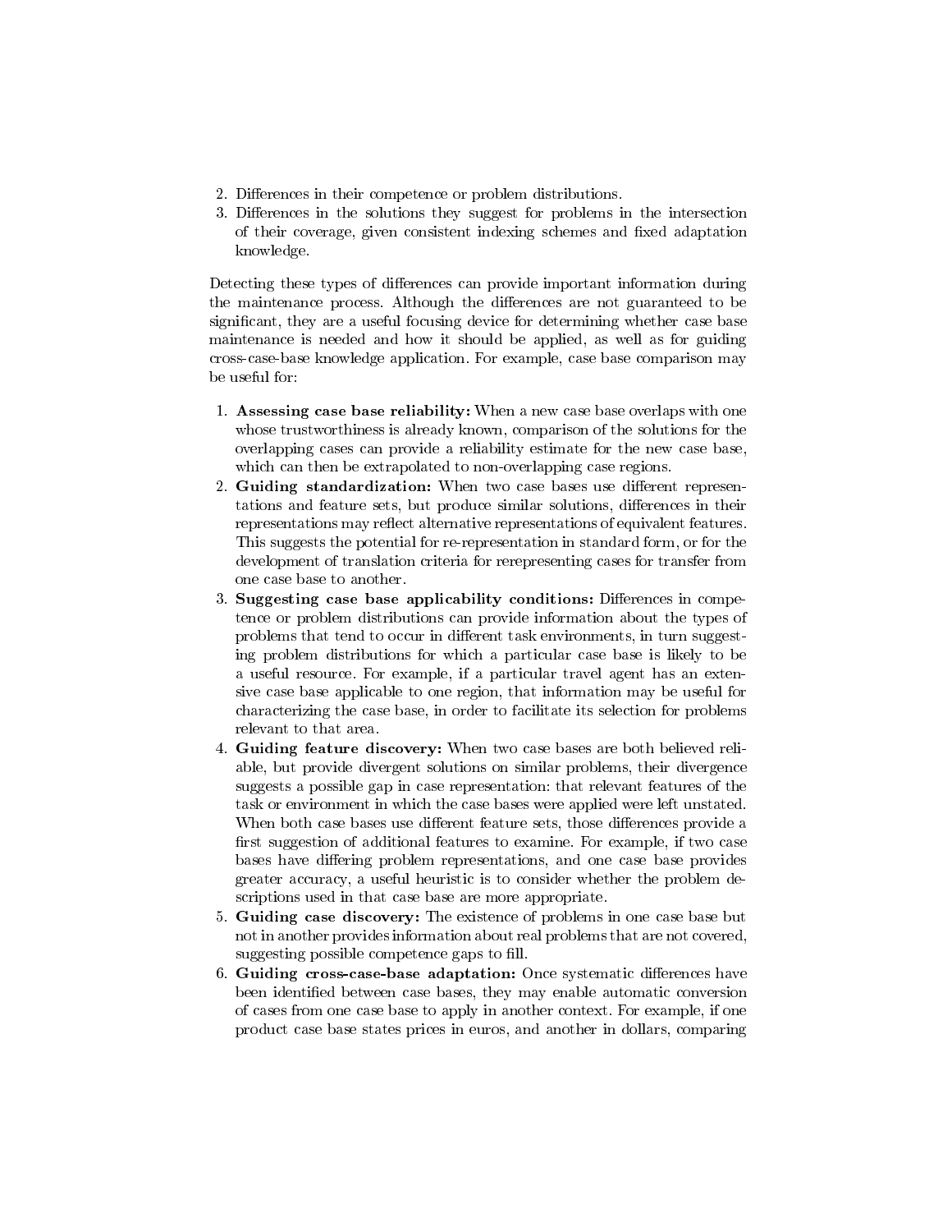2. Differences in their competence or problem distributions.
3. Differences in the solutions they suggest for problems in the intersection of their coverage, given consistent indexing schemes and fixed adaptation knowledge.

Detecting these types of differences can provide important information during the maintenance process. Although the differences are not guaranteed to be significant, they are a useful focusing device for determining whether case base maintenance is needed and how it should be applied, as well as for guiding cross-case-base knowledge application. For example, case base comparison may be useful for:

1. **Assessing case base reliability:** When a new case base overlaps with one whose trustworthiness is already known, comparison of the solutions for the overlapping cases can provide a reliability estimate for the new case base, which can then be extrapolated to non-overlapping case regions.
2. **Guiding standardization:** When two case bases use different representations and feature sets, but produce similar solutions, differences in their representations may reflect alternative representations of equivalent features. This suggests the potential for re-representation in standard form, or for the development of translation criteria for rerepresenting cases for transfer from one case base to another.
3. **Suggesting case base applicability conditions:** Differences in competence or problem distributions can provide information about the types of problems that tend to occur in different task environments, in turn suggesting problem distributions for which a particular case base is likely to be a useful resource. For example, if a particular travel agent has an extensive case base applicable to one region, that information may be useful for characterizing the case base, in order to facilitate its selection for problems relevant to that area.
4. **Guiding feature discovery:** When two case bases are both believed reliable, but provide divergent solutions on similar problems, their divergence suggests a possible gap in case representation: that relevant features of the task or environment in which the case bases were applied were left unstated. When both case bases use different feature sets, those differences provide a first suggestion of additional features to examine. For example, if two case bases have differing problem representations, and one case base provides greater accuracy, a useful heuristic is to consider whether the problem descriptions used in that case base are more appropriate.
5. **Guiding case discovery:** The existence of problems in one case base but not in another provides information about real problems that are not covered, suggesting possible competence gaps to fill.
6. **Guiding cross-case-base adaptation:** Once systematic differences have been identified between case bases, they may enable automatic conversion of cases from one case base to apply in another context. For example, if one product case base states prices in euros, and another in dollars, comparing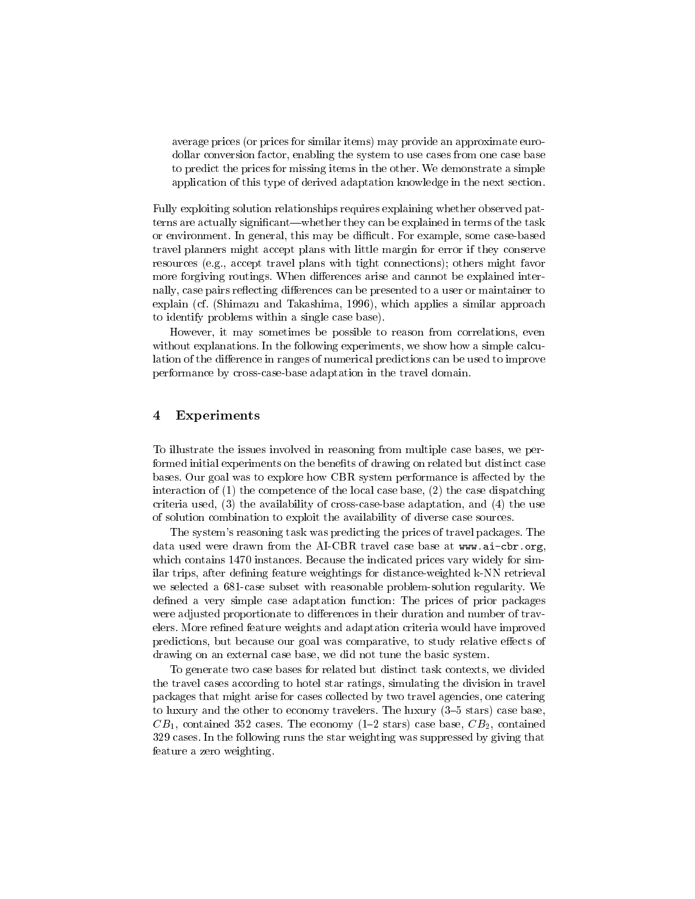average prices (or prices for similar items) may provide an approximate euro-dollar conversion factor, enabling the system to use cases from one case base to predict the prices for missing items in the other. We demonstrate a simple application of this type of derived adaptation knowledge in the next section.

Fully exploiting solution relationships requires explaining whether observed patterns are actually significant—whether they can be explained in terms of the task or environment. In general, this may be difficult. For example, some case-based travel planners might accept plans with little margin for error if they conserve resources (e.g., accept travel plans with tight connections); others might favor more forgiving routings. When differences arise and cannot be explained internally, case pairs reflecting differences can be presented to a user or maintainer to explain (cf. (Shimazu and Takashima, 1996), which applies a similar approach to identify problems within a single case base).

However, it may sometimes be possible to reason from correlations, even without explanations. In the following experiments, we show how a simple calculation of the difference in ranges of numerical predictions can be used to improve performance by cross-case-base adaptation in the travel domain.

## 4 Experiments

To illustrate the issues involved in reasoning from multiple case bases, we performed initial experiments on the benefits of drawing on related but distinct case bases. Our goal was to explore how CBR system performance is affected by the interaction of (1) the competence of the local case base, (2) the case dispatching criteria used, (3) the availability of cross-case-base adaptation, and (4) the use of solution combination to exploit the availability of diverse case sources.

The system's reasoning task was predicting the prices of travel packages. The data used were drawn from the AI-CBR travel case base at `www.ai-cbr.org`, which contains 1470 instances. Because the indicated prices vary widely for similar trips, after defining feature weightings for distance-weighted k-NN retrieval we selected a 681-case subset with reasonable problem-solution regularity. We defined a very simple case adaptation function: The prices of prior packages were adjusted proportionate to differences in their duration and number of travelers. More refined feature weights and adaptation criteria would have improved predictions, but because our goal was comparative, to study relative effects of drawing on an external case base, we did not tune the basic system.

To generate two case bases for related but distinct task contexts, we divided the travel cases according to hotel star ratings, simulating the division in travel packages that might arise for cases collected by two travel agencies, one catering to luxury and the other to economy travelers. The luxury (3–5 stars) case base, $CB_1$, contained 352 cases. The economy (1–2 stars) case base, $CB_2$, contained 329 cases. In the following runs the star weighting was suppressed by giving that feature a zero weighting.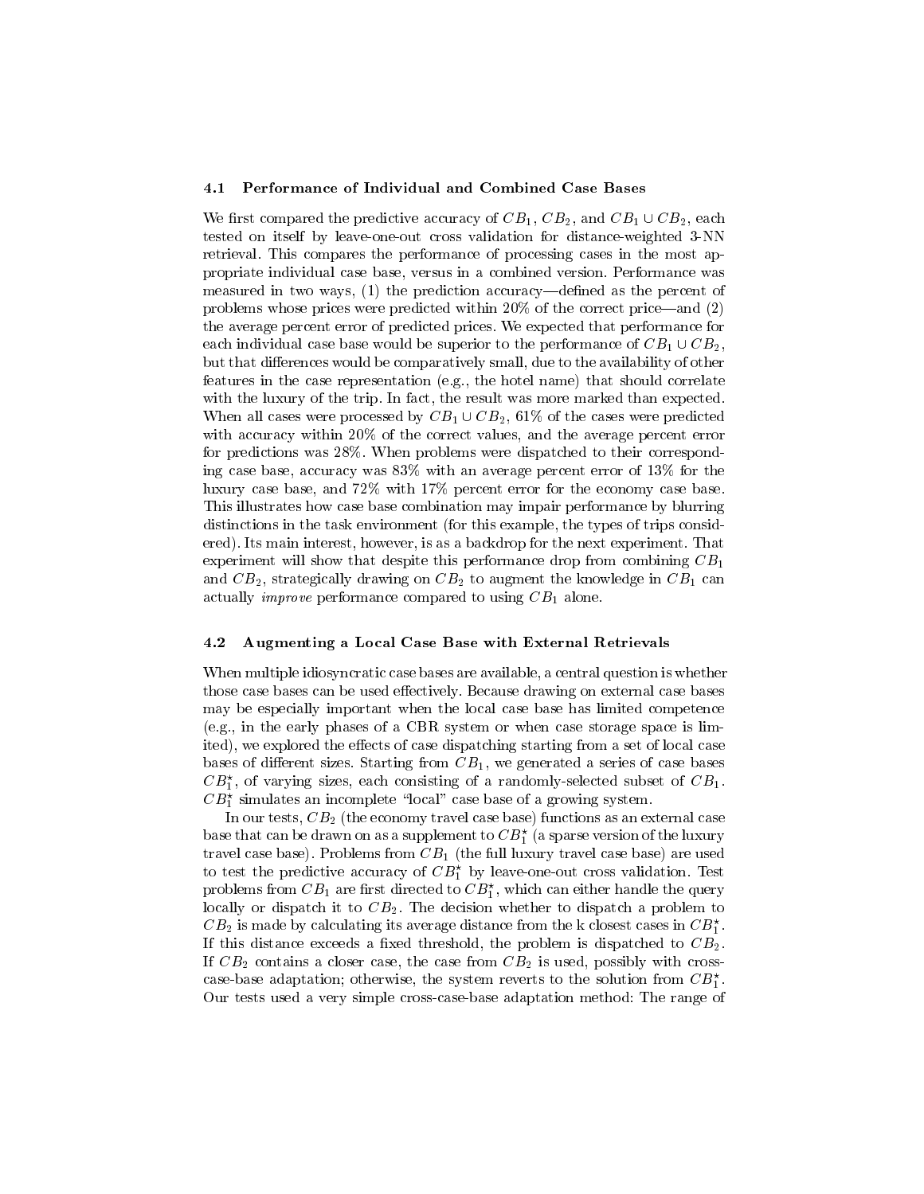### 4.1 Performance of Individual and Combined Case Bases

We first compared the predictive accuracy of $CB_1$, $CB_2$, and $CB_1 \cup CB_2$, each tested on itself by leave-one-out cross validation for distance-weighted 3-NN retrieval. This compares the performance of processing cases in the most appropriate individual case base, versus in a combined version. Performance was measured in two ways, (1) the prediction accuracy—defined as the percent of problems whose prices were predicted within 20% of the correct price—and (2) the average percent error of predicted prices. We expected that performance for each individual case base would be superior to the performance of $CB_1 \cup CB_2$, but that differences would be comparatively small, due to the availability of other features in the case representation (e.g., the hotel name) that should correlate with the luxury of the trip. In fact, the result was more marked than expected. When all cases were processed by $CB_1 \cup CB_2$, 61% of the cases were predicted with accuracy within 20% of the correct values, and the average percent error for predictions was 28%. When problems were dispatched to their corresponding case base, accuracy was 83% with an average percent error of 13% for the luxury case base, and 72% with 17% percent error for the economy case base. This illustrates how case base combination may impair performance by blurring distinctions in the task environment (for this example, the types of trips considered). Its main interest, however, is as a backdrop for the next experiment. That experiment will show that despite this performance drop from combining $CB_1$ and $CB_2$, strategically drawing on $CB_2$ to augment the knowledge in $CB_1$ can actually *improve* performance compared to using $CB_1$ alone.

### 4.2 Augmenting a Local Case Base with External Retrievals

When multiple idiosyncratic case bases are available, a central question is whether those case bases can be used effectively. Because drawing on external case bases may be especially important when the local case base has limited competence (e.g., in the early phases of a CBR system or when case storage space is limited), we explored the effects of case dispatching starting from a set of local case bases of different sizes. Starting from $CB_1$, we generated a series of case bases $CB_1^\star$, of varying sizes, each consisting of a randomly-selected subset of $CB_1$. $CB_1^\star$ simulates an incomplete "local" case base of a growing system.

In our tests, $CB_2$ (the economy travel case base) functions as an external case base that can be drawn on as a supplement to $CB_1^\star$ (a sparse version of the luxury travel case base). Problems from $CB_1$ (the full luxury travel case base) are used to test the predictive accuracy of $CB_1^\star$ by leave-one-out cross validation. Test problems from $CB_1$ are first directed to $CB_1^\star$, which can either handle the query locally or dispatch it to $CB_2$. The decision whether to dispatch a problem to $CB_2$ is made by calculating its average distance from the k closest cases in $CB_1^\star$. If this distance exceeds a fixed threshold, the problem is dispatched to $CB_2$. If $CB_2$ contains a closer case, the case from $CB_2$ is used, possibly with cross-case-base adaptation; otherwise, the system reverts to the solution from $CB_1^\star$. Our tests used a very simple cross-case-base adaptation method: The range of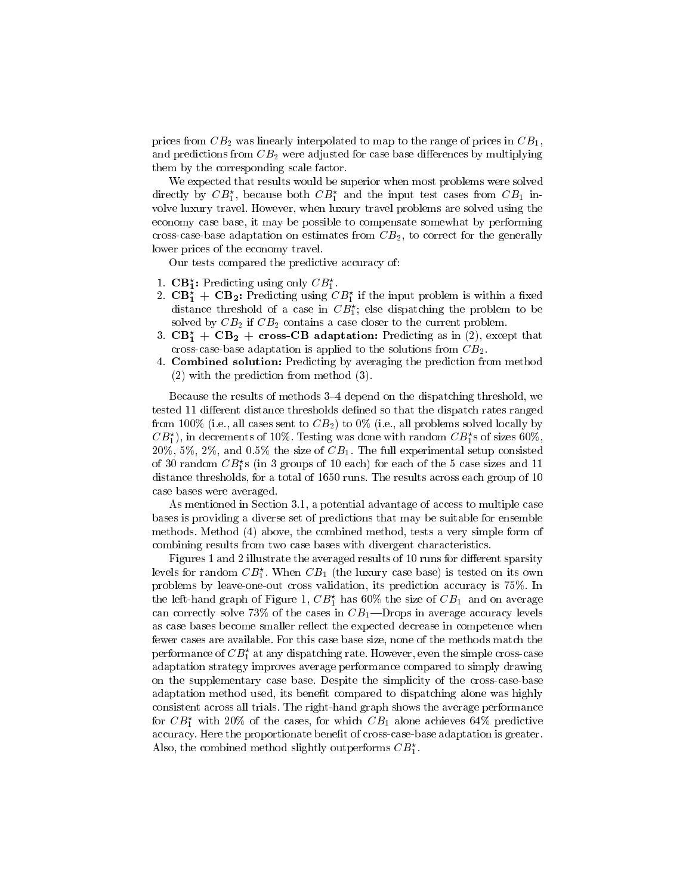prices from $CB_2$ was linearly interpolated to map to the range of prices in $CB_1$, and predictions from $CB_2$ were adjusted for case base differences by multiplying them by the corresponding scale factor.

We expected that results would be superior when most problems were solved directly by $CB_1^\star$, because both $CB_1^\star$ and the input test cases from $CB_1$ involve luxury travel. However, when luxury travel problems are solved using the economy case base, it may be possible to compensate somewhat by performing cross-case-base adaptation on estimates from $CB_2$, to correct for the generally lower prices of the economy travel.

Our tests compared the predictive accuracy of:

1. **$\mathbf{CB_1^\star}$:** Predicting using only $CB_1^\star$.
2. **$\mathbf{CB_1^\star}$ + $\mathbf{CB_2}$:** Predicting using $CB_1^\star$ if the input problem is within a fixed distance threshold of a case in $CB_1^\star$; else dispatching the problem to be solved by $CB_2$ if $CB_2$ contains a case closer to the current problem.
3. **$\mathbf{CB_1^\star}$ + $\mathbf{CB_2}$ + cross-CB adaptation:** Predicting as in (2), except that cross-case-base adaptation is applied to the solutions from $CB_2$.
4. **Combined solution:** Predicting by averaging the prediction from method (2) with the prediction from method (3).

Because the results of methods 3–4 depend on the dispatching threshold, we tested 11 different distance thresholds defined so that the dispatch rates ranged from 100% (i.e., all cases sent to $CB_2$) to 0% (i.e., all problems solved locally by $CB_1^\star$), in decrements of 10%. Testing was done with random $CB_1^\star$s of sizes 60%, 20%, 5%, 2%, and 0.5% the size of $CB_1$. The full experimental setup consisted of 30 random $CB_1^\star$s (in 3 groups of 10 each) for each of the 5 case sizes and 11 distance thresholds, for a total of 1650 runs. The results across each group of 10 case bases were averaged.

As mentioned in Section 3.1, a potential advantage of access to multiple case bases is providing a diverse set of predictions that may be suitable for ensemble methods. Method (4) above, the combined method, tests a very simple form of combining results from two case bases with divergent characteristics.

Figures 1 and 2 illustrate the averaged results of 10 runs for different sparsity levels for random $CB_1^\star$. When $CB_1$ (the luxury case base) is tested on its own problems by leave-one-out cross validation, its prediction accuracy is 75%. In the left-hand graph of Figure 1, $CB_1^\star$ has 60% the size of $CB_1$ and on average can correctly solve 73% of the cases in $CB_1$—Drops in average accuracy levels as case bases become smaller reflect the expected decrease in competence when fewer cases are available. For this case base size, none of the methods match the performance of $CB_1^\star$ at any dispatching rate. However, even the simple cross-case adaptation strategy improves average performance compared to simply drawing on the supplementary case base. Despite the simplicity of the cross-case-base adaptation method used, its benefit compared to dispatching alone was highly consistent across all trials. The right-hand graph shows the average performance for $CB_1^\star$ with 20% of the cases, for which $CB_1$ alone achieves 64% predictive accuracy. Here the proportionate benefit of cross-case-base adaptation is greater. Also, the combined method slightly outperforms $CB_1^\star$.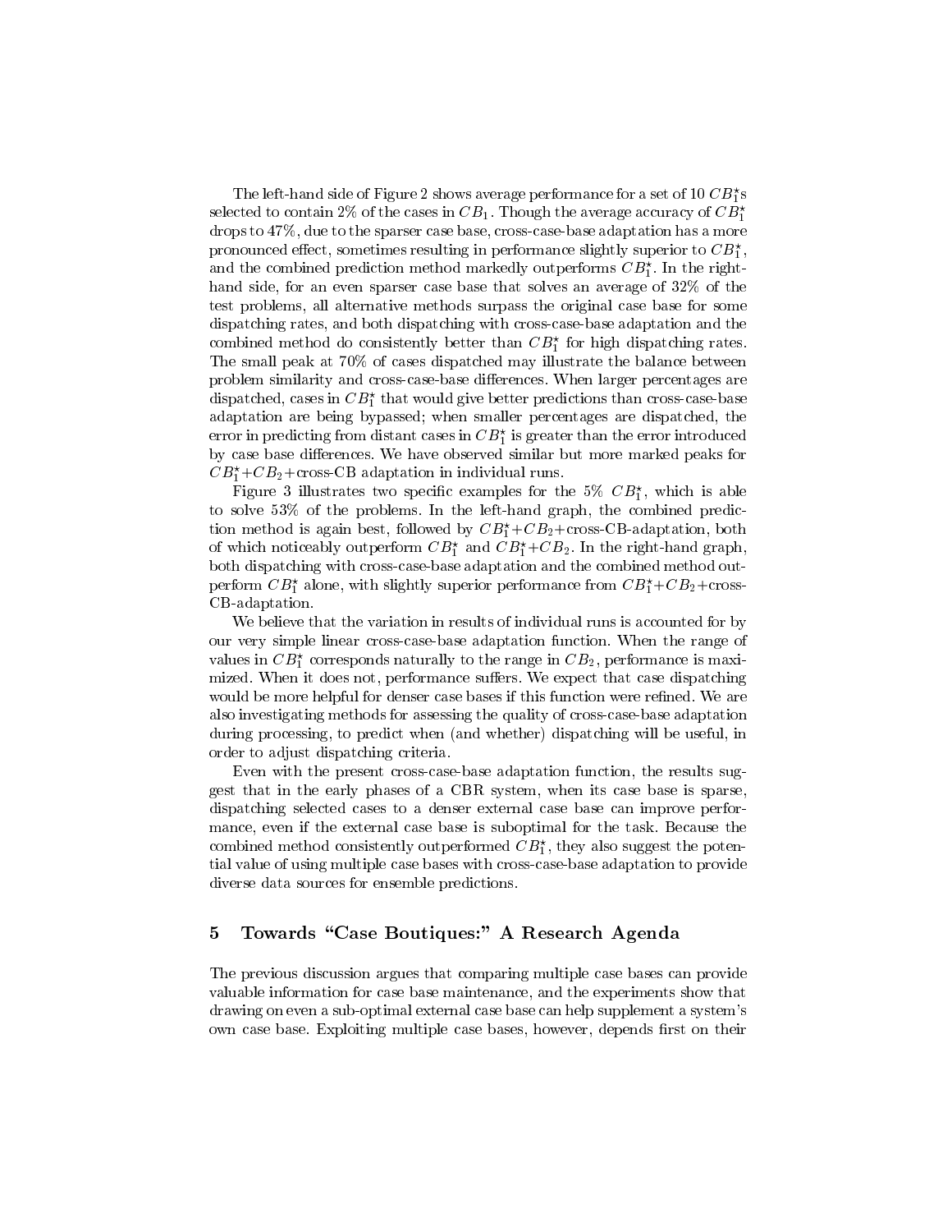The left-hand side of Figure 2 shows average performance for a set of 10 $CB_1^{\star}$s selected to contain 2% of the cases in $CB_1$. Though the average accuracy of $CB_1^{\star}$ drops to 47%, due to the sparser case base, cross-case-base adaptation has a more pronounced effect, sometimes resulting in performance slightly superior to $CB_1^{\star}$, and the combined prediction method markedly outperforms $CB_1^{\star}$. In the right-hand side, for an even sparser case base that solves an average of 32% of the test problems, all alternative methods surpass the original case base for some dispatching rates, and both dispatching with cross-case-base adaptation and the combined method do consistently better than $CB_1^{\star}$ for high dispatching rates. The small peak at 70% of cases dispatched may illustrate the balance between problem similarity and cross-case-base differences. When larger percentages are dispatched, cases in $CB_1^{\star}$ that would give better predictions than cross-case-base adaptation are being bypassed; when smaller percentages are dispatched, the error in predicting from distant cases in $CB_1^{\star}$ is greater than the error introduced by case base differences. We have observed similar but more marked peaks for $CB_1^{\star}$+$CB_2$+cross-CB adaptation in individual runs.

Figure 3 illustrates two specific examples for the 5% $CB_1^{\star}$, which is able to solve 53% of the problems. In the left-hand graph, the combined prediction method is again best, followed by $CB_1^{\star}$+$CB_2$+cross-CB-adaptation, both of which noticeably outperform $CB_1^{\star}$ and $CB_1^{\star}$+$CB_2$. In the right-hand graph, both dispatching with cross-case-base adaptation and the combined method outperform $CB_1^{\star}$ alone, with slightly superior performance from $CB_1^{\star}$+$CB_2$+cross-CB-adaptation.

We believe that the variation in results of individual runs is accounted for by our very simple linear cross-case-base adaptation function. When the range of values in $CB_1^{\star}$ corresponds naturally to the range in $CB_2$, performance is maximized. When it does not, performance suffers. We expect that case dispatching would be more helpful for denser case bases if this function were refined. We are also investigating methods for assessing the quality of cross-case-base adaptation during processing, to predict when (and whether) dispatching will be useful, in order to adjust dispatching criteria.

Even with the present cross-case-base adaptation function, the results suggest that in the early phases of a CBR system, when its case base is sparse, dispatching selected cases to a denser external case base can improve performance, even if the external case base is suboptimal for the task. Because the combined method consistently outperformed $CB_1^{\star}$, they also suggest the potential value of using multiple case bases with cross-case-base adaptation to provide diverse data sources for ensemble predictions.

## 5 Towards "Case Boutiques:" A Research Agenda

The previous discussion argues that comparing multiple case bases can provide valuable information for case base maintenance, and the experiments show that drawing on even a sub-optimal external case base can help supplement a system's own case base. Exploiting multiple case bases, however, depends first on their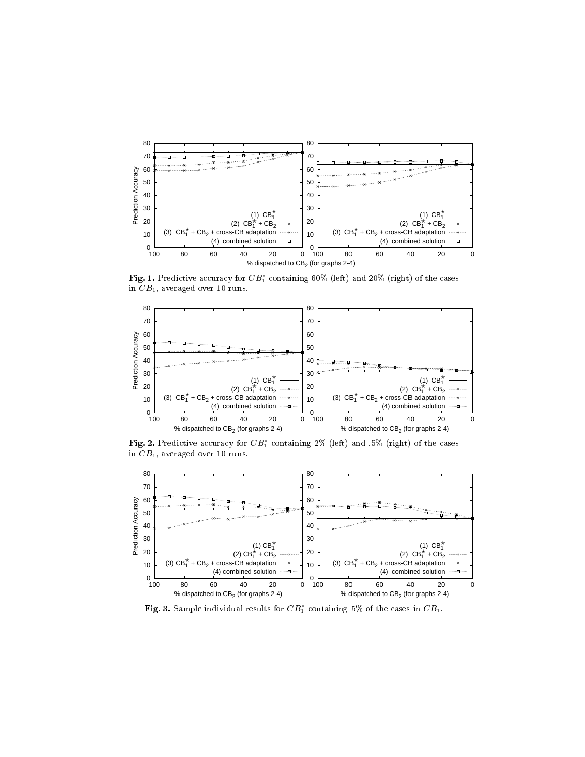**Fig. 1.** Predictive accuracy for $CB_1^{\star}$ containing 60% (left) and 20% (right) of the cases in $CB_1$, averaged over 10 runs.

**Fig. 2.** Predictive accuracy for $CB_1^{\star}$ containing 2% (left) and .5% (right) of the cases in $CB_1$, averaged over 10 runs.

**Fig. 3.** Sample individual results for $CB_1^{\star}$ containing 5% of the cases in $CB_1$.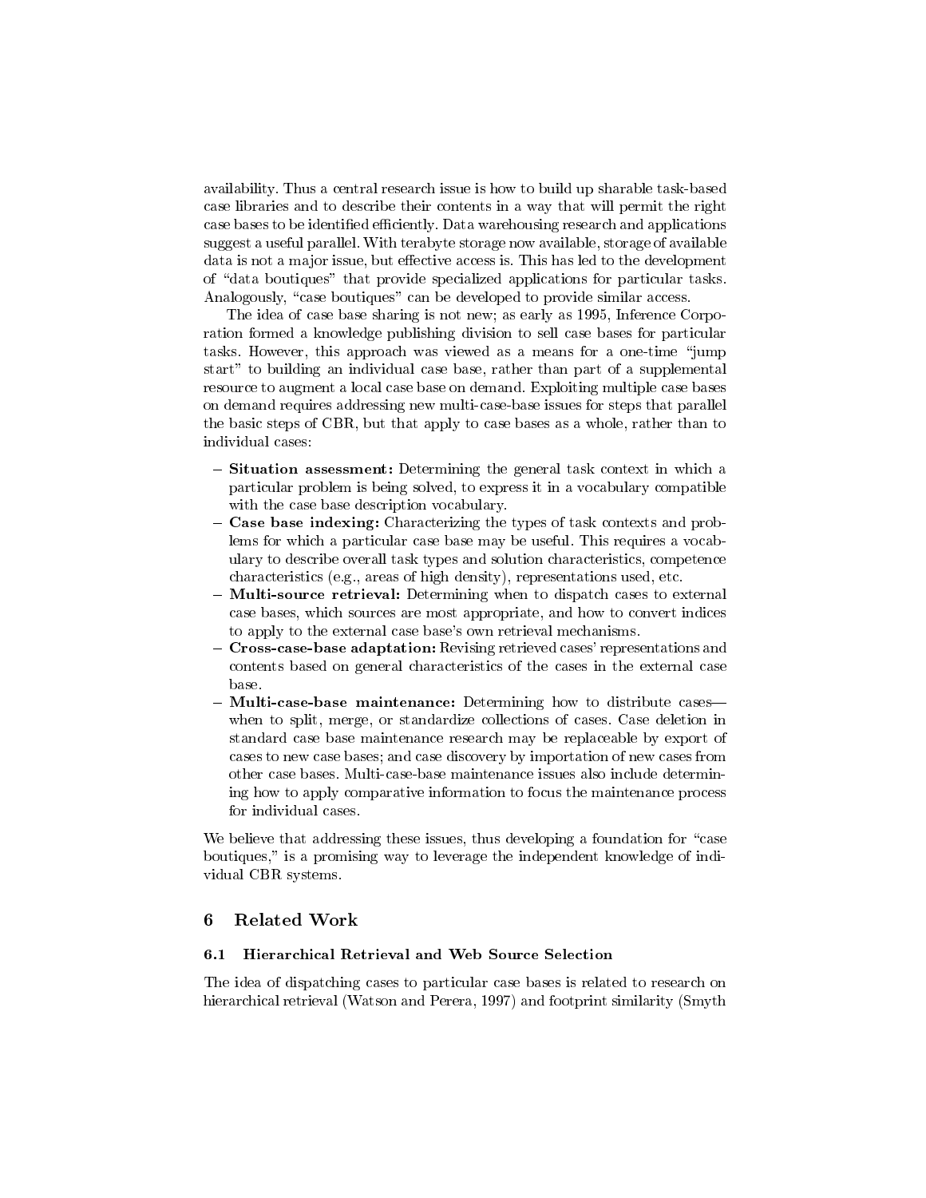availability. Thus a central research issue is how to build up sharable task-based case libraries and to describe their contents in a way that will permit the right case bases to be identified efficiently. Data warehousing research and applications suggest a useful parallel. With terabyte storage now available, storage of available data is not a major issue, but effective access is. This has led to the development of "data boutiques" that provide specialized applications for particular tasks. Analogously, "case boutiques" can be developed to provide similar access.

The idea of case base sharing is not new; as early as 1995, Inference Corporation formed a knowledge publishing division to sell case bases for particular tasks. However, this approach was viewed as a means for a one-time "jump start" to building an individual case base, rather than part of a supplemental resource to augment a local case base on demand. Exploiting multiple case bases on demand requires addressing new multi-case-base issues for steps that parallel the basic steps of CBR, but that apply to case bases as a whole, rather than to individual cases:

- **Situation assessment:** Determining the general task context in which a particular problem is being solved, to express it in a vocabulary compatible with the case base description vocabulary.
- **Case base indexing:** Characterizing the types of task contexts and problems for which a particular case base may be useful. This requires a vocabulary to describe overall task types and solution characteristics, competence characteristics (e.g., areas of high density), representations used, etc.
- **Multi-source retrieval:** Determining when to dispatch cases to external case bases, which sources are most appropriate, and how to convert indices to apply to the external case base's own retrieval mechanisms.
- **Cross-case-base adaptation:** Revising retrieved cases' representations and contents based on general characteristics of the cases in the external case base.
- **Multi-case-base maintenance:** Determining how to distribute cases—when to split, merge, or standardize collections of cases. Case deletion in standard case base maintenance research may be replaceable by export of cases to new case bases; and case discovery by importation of new cases from other case bases. Multi-case-base maintenance issues also include determining how to apply comparative information to focus the maintenance process for individual cases.

We believe that addressing these issues, thus developing a foundation for "case boutiques," is a promising way to leverage the independent knowledge of individual CBR systems.

## 6 Related Work

### 6.1 Hierarchical Retrieval and Web Source Selection

The idea of dispatching cases to particular case bases is related to research on hierarchical retrieval (Watson and Perera, 1997) and footprint similarity (Smyth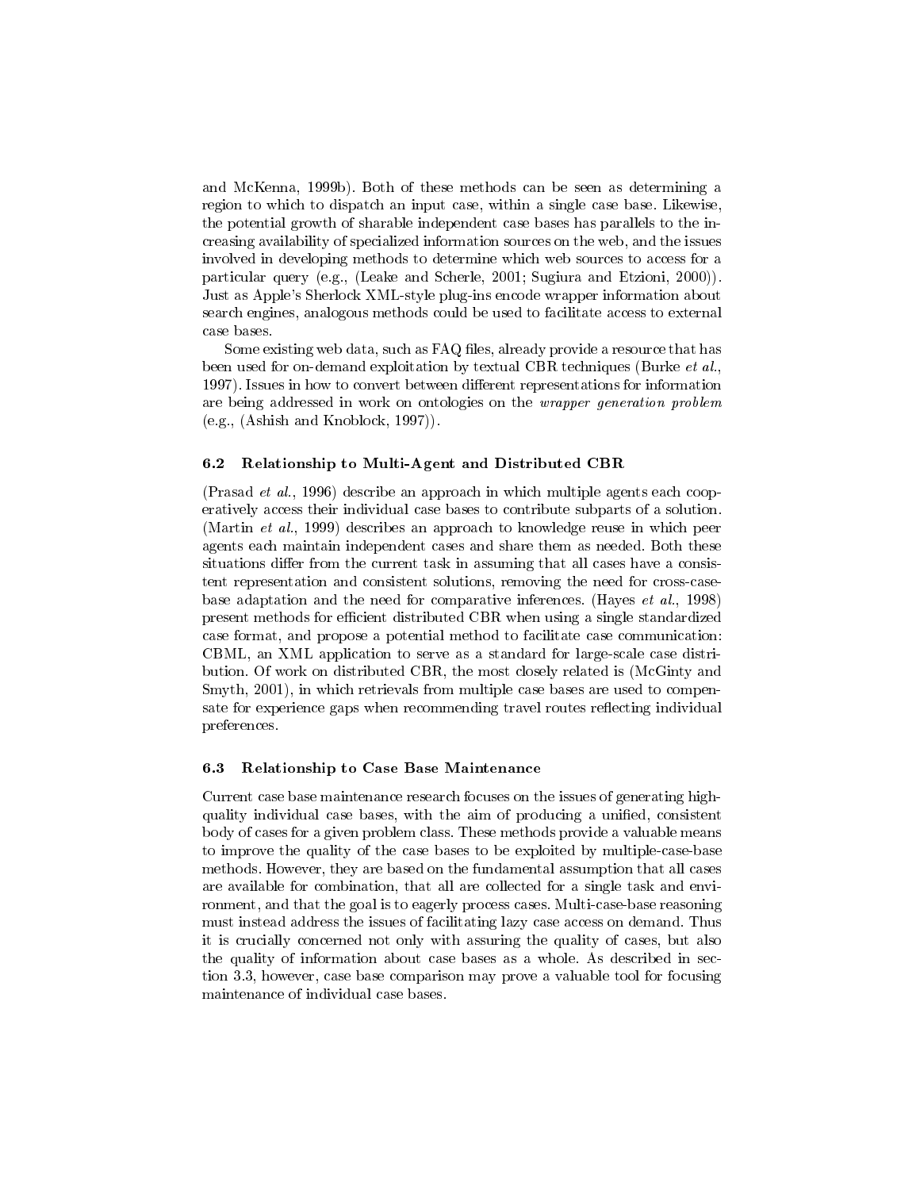and McKenna, 1999b). Both of these methods can be seen as determining a region to which to dispatch an input case, within a single case base. Likewise, the potential growth of sharable independent case bases has parallels to the increasing availability of specialized information sources on the web, and the issues involved in developing methods to determine which web sources to access for a particular query (e.g., (Leake and Scherle, 2001; Sugiura and Etzioni, 2000)). Just as Apple's Sherlock XML-style plug-ins encode wrapper information about search engines, analogous methods could be used to facilitate access to external case bases.

Some existing web data, such as FAQ files, already provide a resource that has been used for on-demand exploitation by textual CBR techniques (Burke *et al.*, 1997). Issues in how to convert between different representations for information are being addressed in work on ontologies on the *wrapper generation problem* (e.g., (Ashish and Knoblock, 1997)).

### 6.2 Relationship to Multi-Agent and Distributed CBR

(Prasad *et al.*, 1996) describe an approach in which multiple agents each cooperatively access their individual case bases to contribute subparts of a solution. (Martin *et al.*, 1999) describes an approach to knowledge reuse in which peer agents each maintain independent cases and share them as needed. Both these situations differ from the current task in assuming that all cases have a consistent representation and consistent solutions, removing the need for cross-case-base adaptation and the need for comparative inferences. (Hayes *et al.*, 1998) present methods for efficient distributed CBR when using a single standardized case format, and propose a potential method to facilitate case communication: CBML, an XML application to serve as a standard for large-scale case distribution. Of work on distributed CBR, the most closely related is (McGinty and Smyth, 2001), in which retrievals from multiple case bases are used to compensate for experience gaps when recommending travel routes reflecting individual preferences.

### 6.3 Relationship to Case Base Maintenance

Current case base maintenance research focuses on the issues of generating high-quality individual case bases, with the aim of producing a unified, consistent body of cases for a given problem class. These methods provide a valuable means to improve the quality of the case bases to be exploited by multiple-case-base methods. However, they are based on the fundamental assumption that all cases are available for combination, that all are collected for a single task and environment, and that the goal is to eagerly process cases. Multi-case-base reasoning must instead address the issues of facilitating lazy case access on demand. Thus it is crucially concerned not only with assuring the quality of cases, but also the quality of information about case bases as a whole. As described in section 3.3, however, case base comparison may prove a valuable tool for focusing maintenance of individual case bases.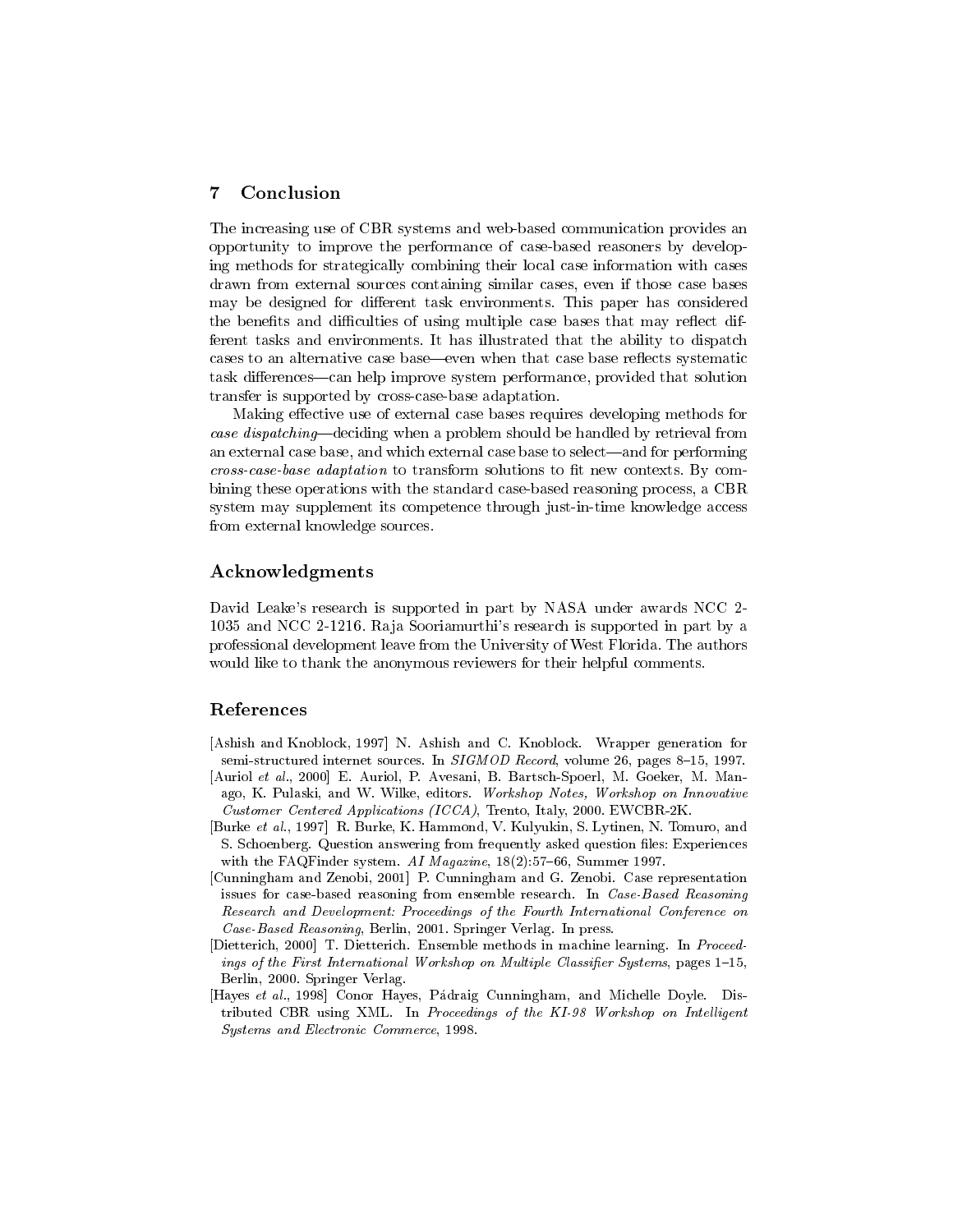## 7 Conclusion

The increasing use of CBR systems and web-based communication provides an opportunity to improve the performance of case-based reasoners by developing methods for strategically combining their local case information with cases drawn from external sources containing similar cases, even if those case bases may be designed for different task environments. This paper has considered the benefits and difficulties of using multiple case bases that may reflect different tasks and environments. It has illustrated that the ability to dispatch cases to an alternative case base—even when that case base reflects systematic task differences—can help improve system performance, provided that solution transfer is supported by cross-case-base adaptation.

Making effective use of external case bases requires developing methods for *case dispatching*—deciding when a problem should be handled by retrieval from an external case base, and which external case base to select—and for performing *cross-case-base adaptation* to transform solutions to fit new contexts. By combining these operations with the standard case-based reasoning process, a CBR system may supplement its competence through just-in-time knowledge access from external knowledge sources.

## Acknowledgments

David Leake's research is supported in part by NASA under awards NCC 2-1035 and NCC 2-1216. Raja Sooriamurthi's research is supported in part by a professional development leave from the University of West Florida. The authors would like to thank the anonymous reviewers for their helpful comments.

## References

[Ashish and Knoblock, 1997] N. Ashish and C. Knoblock. Wrapper generation for semi-structured internet sources. In *SIGMOD Record*, volume 26, pages 8–15, 1997.

[Auriol *et al.*, 2000] E. Auriol, P. Avesani, B. Bartsch-Spoerl, M. Goeker, M. Manago, K. Pulaski, and W. Wilke, editors. *Workshop Notes, Workshop on Innovative Customer Centered Applications (ICCA)*, Trento, Italy, 2000. EWCBR-2K.

[Burke *et al.*, 1997] R. Burke, K. Hammond, V. Kulyukin, S. Lytinen, N. Tomuro, and S. Schoenberg. Question answering from frequently asked question files: Experiences with the FAQFinder system. *AI Magazine*, 18(2):57–66, Summer 1997.

[Cunningham and Zenobi, 2001] P. Cunningham and G. Zenobi. Case representation issues for case-based reasoning from ensemble research. In *Case-Based Reasoning Research and Development: Proceedings of the Fourth International Conference on Case-Based Reasoning*, Berlin, 2001. Springer Verlag. In press.

[Dietterich, 2000] T. Dietterich. Ensemble methods in machine learning. In *Proceedings of the First International Workshop on Multiple Classifier Systems*, pages 1–15, Berlin, 2000. Springer Verlag.

[Hayes *et al.*, 1998] Conor Hayes, Pádraig Cunningham, and Michelle Doyle. Distributed CBR using XML. In *Proceedings of the KI-98 Workshop on Intelligent Systems and Electronic Commerce*, 1998.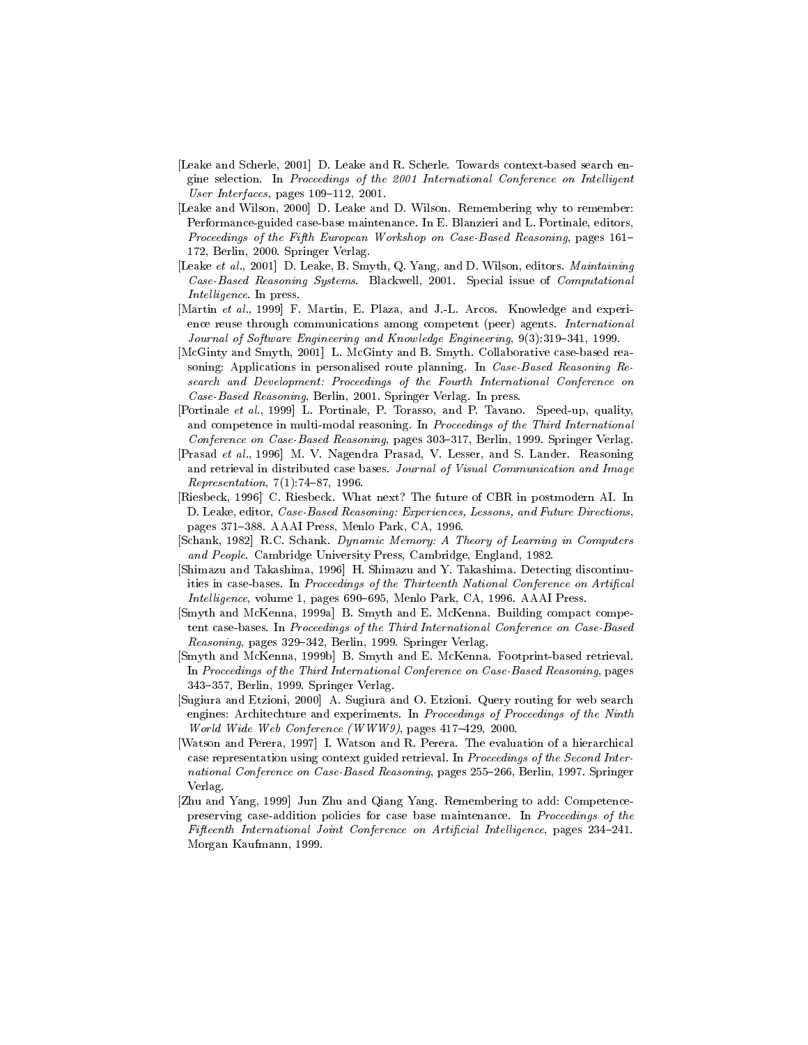[Leake and Scherle, 2001] D. Leake and R. Scherle. Towards context-based search engine selection. In *Proceedings of the 2001 International Conference on Intelligent User Interfaces*, pages 109–112, 2001.

[Leake and Wilson, 2000] D. Leake and D. Wilson. Remembering why to remember: Performance-guided case-base maintenance. In E. Blanzieri and L. Portinale, editors, *Proceedings of the Fifth European Workshop on Case-Based Reasoning*, pages 161–172, Berlin, 2000. Springer Verlag.

[Leake *et al.*, 2001] D. Leake, B. Smyth, Q. Yang, and D. Wilson, editors. *Maintaining Case-Based Reasoning Systems*. Blackwell, 2001. Special issue of *Computational Intelligence*. In press.

[Martin *et al.*, 1999] F. Martin, E. Plaza, and J.-L. Arcos. Knowledge and experience reuse through communications among competent (peer) agents. *International Journal of Software Engineering and Knowledge Engineering*, 9(3):319–341, 1999.

[McGinty and Smyth, 2001] L. McGinty and B. Smyth. Collaborative case-based reasoning: Applications in personalised route planning. In *Case-Based Reasoning Research and Development: Proceedings of the Fourth International Conference on Case-Based Reasoning*, Berlin, 2001. Springer Verlag. In press.

[Portinale *et al.*, 1999] L. Portinale, P. Torasso, and P. Tavano. Speed-up, quality, and competence in multi-modal reasoning. In *Proceedings of the Third International Conference on Case-Based Reasoning*, pages 303–317, Berlin, 1999. Springer Verlag.

[Prasad *et al.*, 1996] M. V. Nagendra Prasad, V. Lesser, and S. Lander. Reasoning and retrieval in distributed case bases. *Journal of Visual Communication and Image Representation*, 7(1):74–87, 1996.

[Riesbeck, 1996] C. Riesbeck. What next? The future of CBR in postmodern AI. In D. Leake, editor, *Case-Based Reasoning: Experiences, Lessons, and Future Directions*, pages 371–388. AAAI Press, Menlo Park, CA, 1996.

[Schank, 1982] R.C. Schank. *Dynamic Memory: A Theory of Learning in Computers and People*. Cambridge University Press, Cambridge, England, 1982.

[Shimazu and Takashima, 1996] H. Shimazu and Y. Takashima. Detecting discontinuities in case-bases. In *Proceedings of the Thirteenth National Conference on Artifical Intelligence*, volume 1, pages 690–695, Menlo Park, CA, 1996. AAAI Press.

[Smyth and McKenna, 1999a] B. Smyth and E. McKenna. Building compact competent case-bases. In *Proceedings of the Third International Conference on Case-Based Reasoning*, pages 329–342, Berlin, 1999. Springer Verlag.

[Smyth and McKenna, 1999b] B. Smyth and E. McKenna. Footprint-based retrieval. In *Proceedings of the Third International Conference on Case-Based Reasoning*, pages 343–357, Berlin, 1999. Springer Verlag.

[Sugiura and Etzioni, 2000] A. Sugiura and O. Etzioni. Query routing for web search engines: Architechture and experiments. In *Proceedings of Proceedings of the Ninth World Wide Web Conference (WWW9)*, pages 417–429, 2000.

[Watson and Perera, 1997] I. Watson and R. Perera. The evaluation of a hierarchical case representation using context guided retrieval. In *Proceedings of the Second International Conference on Case-Based Reasoning*, pages 255–266, Berlin, 1997. Springer Verlag.

[Zhu and Yang, 1999] Jun Zhu and Qiang Yang. Remembering to add: Competence-preserving case-addition policies for case base maintenance. In *Proceedings of the Fifteenth International Joint Conference on Artificial Intelligence*, pages 234–241. Morgan Kaufmann, 1999.